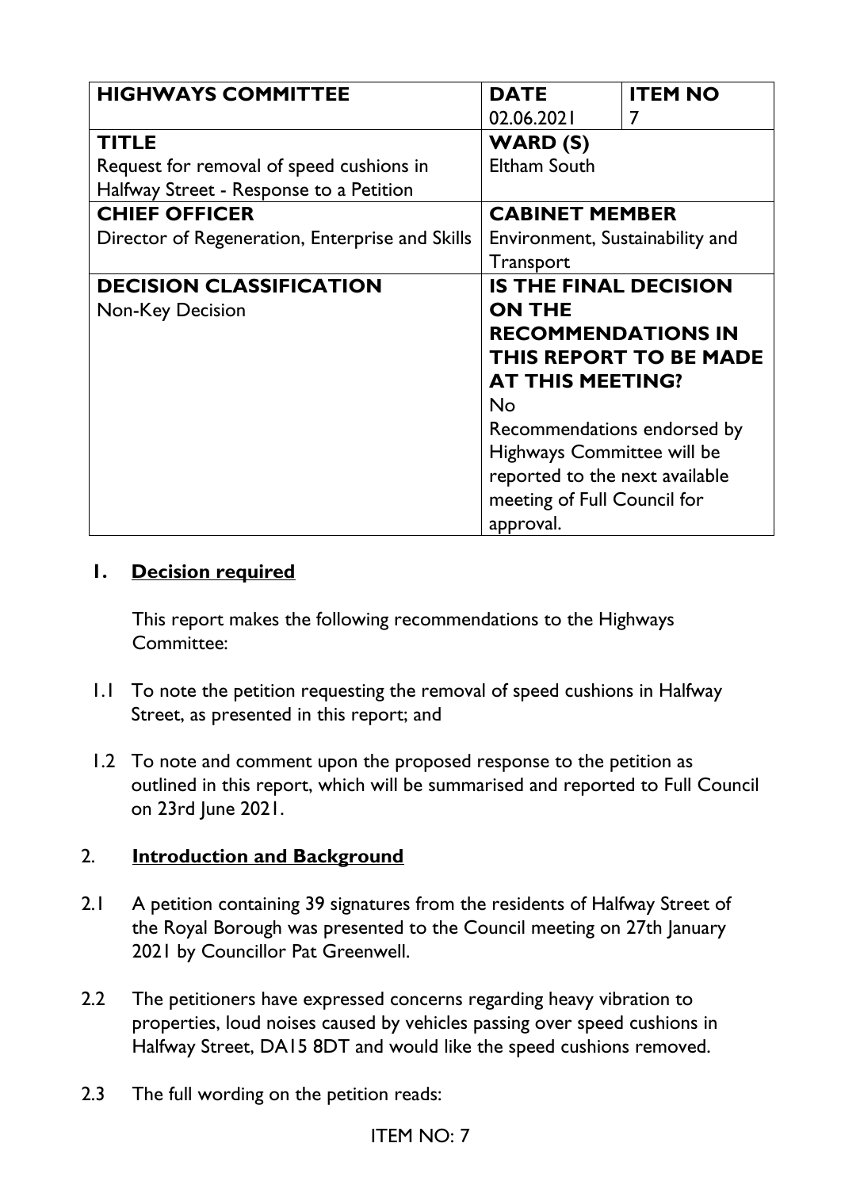| HIGHWAYS COMMITTEE | DATE | ITEM NO |
|---|---|---|
| | 02.06.2021 | 7 |
| **TITLE**<br>Request for removal of speed cushions in Halfway Street - Response to a Petition | **WARD (S)**<br>Eltham South | |
| **CHIEF OFFICER**<br>Director of Regeneration, Enterprise and Skills | **CABINET MEMBER**<br>Environment, Sustainability and Transport | |
| **DECISION CLASSIFICATION**<br>Non-Key Decision | **IS THE FINAL DECISION ON THE RECOMMENDATIONS IN THIS REPORT TO BE MADE AT THIS MEETING?**<br>No<br>Recommendations endorsed by Highways Committee will be reported to the next available meeting of Full Council for approval. | |

## 1. Decision required

This report makes the following recommendations to the Highways Committee:

1.1 To note the petition requesting the removal of speed cushions in Halfway Street, as presented in this report; and

1.2 To note and comment upon the proposed response to the petition as outlined in this report, which will be summarised and reported to Full Council on 23rd June 2021.

## 2. Introduction and Background

2.1 A petition containing 39 signatures from the residents of Halfway Street of the Royal Borough was presented to the Council meeting on 27th January 2021 by Councillor Pat Greenwell.

2.2 The petitioners have expressed concerns regarding heavy vibration to properties, loud noises caused by vehicles passing over speed cushions in Halfway Street, DA15 8DT and would like the speed cushions removed.

2.3 The full wording on the petition reads: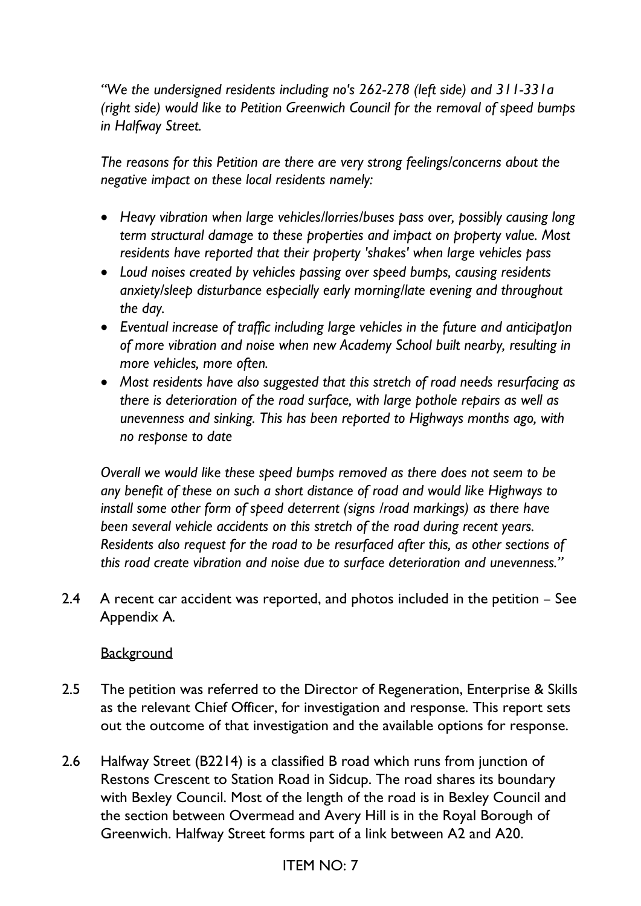*"We the undersigned residents including no's 262-278 (left side) and 311-331a (right side) would like to Petition Greenwich Council for the removal of speed bumps in Halfway Street.*

*The reasons for this Petition are there are very strong feelings/concerns about the negative impact on these local residents namely:*

- *Heavy vibration when large vehicles/lorries/buses pass over, possibly causing long term structural damage to these properties and impact on property value. Most residents have reported that their property 'shakes' when large vehicles pass*
- *Loud noises created by vehicles passing over speed bumps, causing residents anxiety/sleep disturbance especially early morning/late evening and throughout the day.*
- *Eventual increase of traffic including large vehicles in the future and anticipatJon of more vibration and noise when new Academy School built nearby, resulting in more vehicles, more often.*
- *Most residents have also suggested that this stretch of road needs resurfacing as there is deterioration of the road surface, with large pothole repairs as well as unevenness and sinking. This has been reported to Highways months ago, with no response to date*

*Overall we would like these speed bumps removed as there does not seem to be any benefit of these on such a short distance of road and would like Highways to install some other form of speed deterrent (signs /road markings) as there have been several vehicle accidents on this stretch of the road during recent years. Residents also request for the road to be resurfaced after this, as other sections of this road create vibration and noise due to surface deterioration and unevenness."*

2.4 A recent car accident was reported, and photos included in the petition – See Appendix A.

<u>Background</u>

2.5 The petition was referred to the Director of Regeneration, Enterprise & Skills as the relevant Chief Officer, for investigation and response. This report sets out the outcome of that investigation and the available options for response.

2.6 Halfway Street (B2214) is a classified B road which runs from junction of Restons Crescent to Station Road in Sidcup. The road shares its boundary with Bexley Council. Most of the length of the road is in Bexley Council and the section between Overmead and Avery Hill is in the Royal Borough of Greenwich. Halfway Street forms part of a link between A2 and A20.

ITEM NO: 7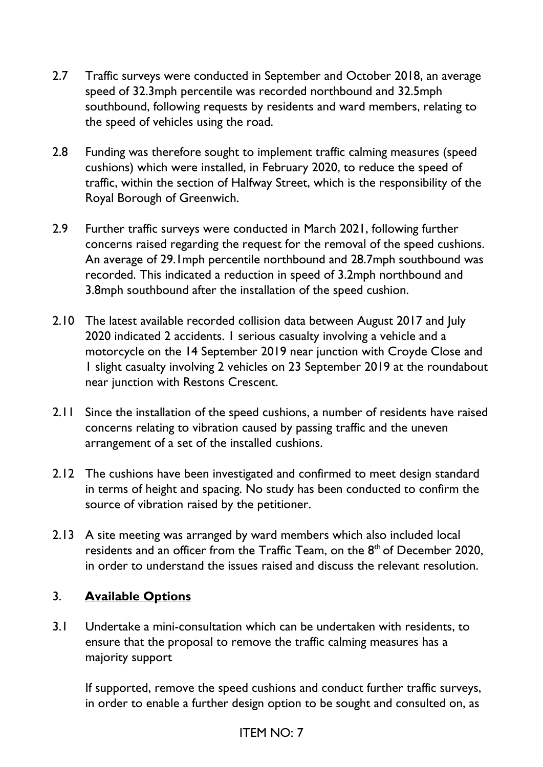2.7 Traffic surveys were conducted in September and October 2018, an average speed of 32.3mph percentile was recorded northbound and 32.5mph southbound, following requests by residents and ward members, relating to the speed of vehicles using the road.

2.8 Funding was therefore sought to implement traffic calming measures (speed cushions) which were installed, in February 2020, to reduce the speed of traffic, within the section of Halfway Street, which is the responsibility of the Royal Borough of Greenwich.

2.9 Further traffic surveys were conducted in March 2021, following further concerns raised regarding the request for the removal of the speed cushions. An average of 29.1mph percentile northbound and 28.7mph southbound was recorded. This indicated a reduction in speed of 3.2mph northbound and 3.8mph southbound after the installation of the speed cushion.

2.10 The latest available recorded collision data between August 2017 and July 2020 indicated 2 accidents. 1 serious casualty involving a vehicle and a motorcycle on the 14 September 2019 near junction with Croyde Close and 1 slight casualty involving 2 vehicles on 23 September 2019 at the roundabout near junction with Restons Crescent.

2.11 Since the installation of the speed cushions, a number of residents have raised concerns relating to vibration caused by passing traffic and the uneven arrangement of a set of the installed cushions.

2.12 The cushions have been investigated and confirmed to meet design standard in terms of height and spacing. No study has been conducted to confirm the source of vibration raised by the petitioner.

2.13 A site meeting was arranged by ward members which also included local residents and an officer from the Traffic Team, on the 8th of December 2020, in order to understand the issues raised and discuss the relevant resolution.

## 3. **Available Options**

3.1 Undertake a mini-consultation which can be undertaken with residents, to ensure that the proposal to remove the traffic calming measures has a majority support

If supported, remove the speed cushions and conduct further traffic surveys, in order to enable a further design option to be sought and consulted on, as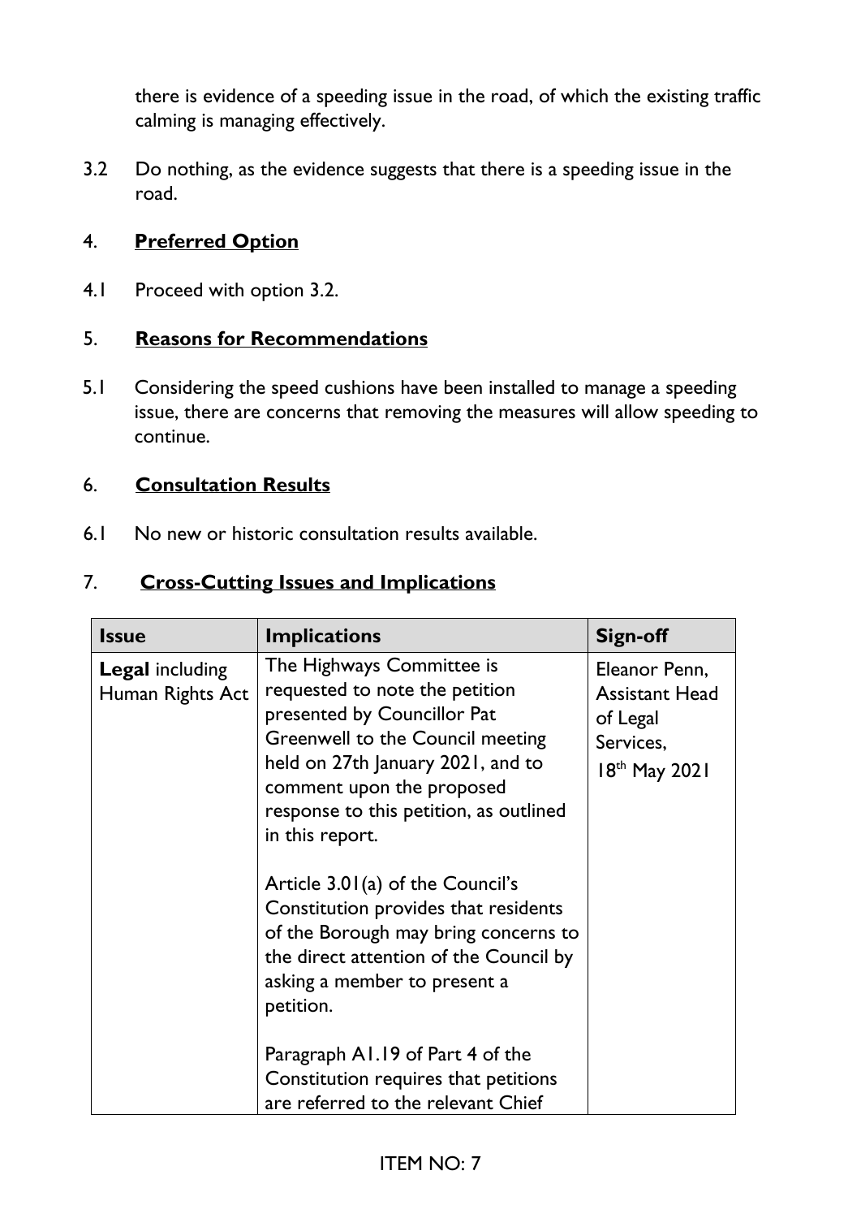there is evidence of a speeding issue in the road, of which the existing traffic calming is managing effectively.

3.2 Do nothing, as the evidence suggests that there is a speeding issue in the road.

## 4. **Preferred Option**

4.1 Proceed with option 3.2.

## 5. **Reasons for Recommendations**

5.1 Considering the speed cushions have been installed to manage a speeding issue, there are concerns that removing the measures will allow speeding to continue.

## 6. **Consultation Results**

6.1 No new or historic consultation results available.

## 7. **Cross-Cutting Issues and Implications**

| **Issue** | **Implications** | **Sign-off** |
|---|---|---|
| **Legal** including Human Rights Act | The Highways Committee is requested to note the petition presented by Councillor Pat Greenwell to the Council meeting held on 27th January 2021, and to comment upon the proposed response to this petition, as outlined in this report.<br><br>Article 3.01(a) of the Council's Constitution provides that residents of the Borough may bring concerns to the direct attention of the Council by asking a member to present a petition.<br><br>Paragraph A1.19 of Part 4 of the Constitution requires that petitions are referred to the relevant Chief | Eleanor Penn, Assistant Head of Legal Services, 18th May 2021 |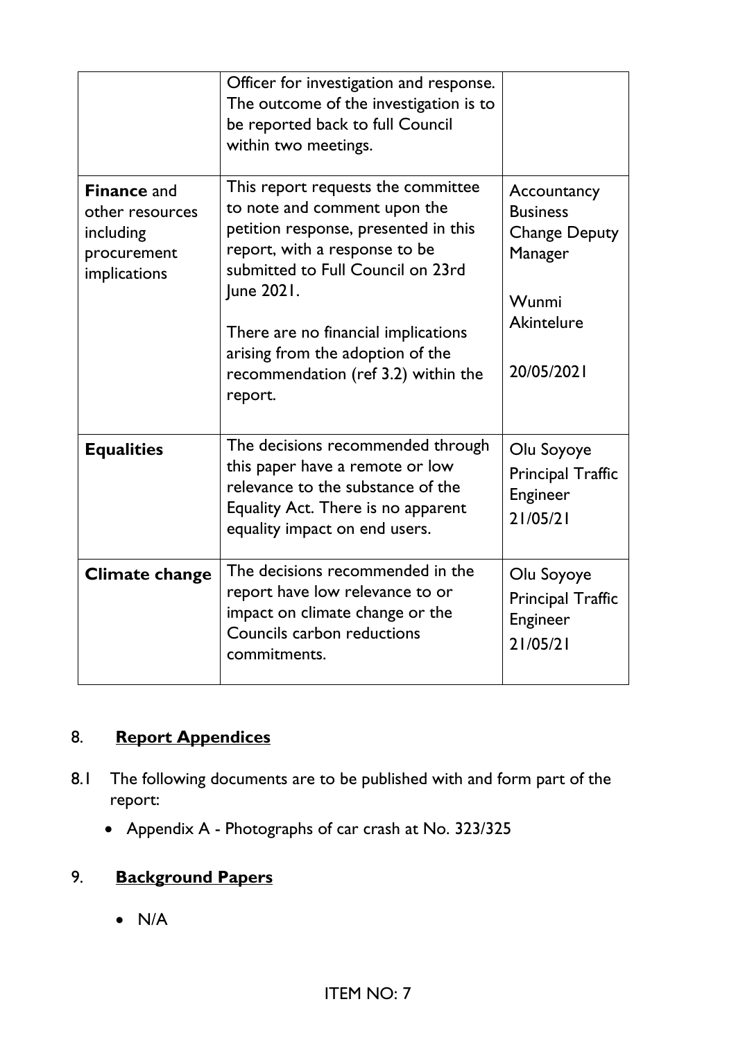| | | |
|---|---|---|
| | Officer for investigation and response. The outcome of the investigation is to be reported back to full Council within two meetings. | |
| **Finance** and other resources including procurement implications | This report requests the committee to note and comment upon the petition response, presented in this report, with a response to be submitted to Full Council on 23rd June 2021.<br><br>There are no financial implications arising from the adoption of the recommendation (ref 3.2) within the report. | Accountancy Business Change Deputy Manager<br><br>Wunmi Akintelure<br><br>20/05/2021 |
| **Equalities** | The decisions recommended through this paper have a remote or low relevance to the substance of the Equality Act. There is no apparent equality impact on end users. | Olu Soyoye Principal Traffic Engineer 21/05/21 |
| **Climate change** | The decisions recommended in the report have low relevance to or impact on climate change or the Councils carbon reductions commitments. | Olu Soyoye Principal Traffic Engineer 21/05/21 |

## 8. Report Appendices

8.1 The following documents are to be published with and form part of the report:

- Appendix A - Photographs of car crash at No. 323/325

## 9. Background Papers

- N/A

ITEM NO: 7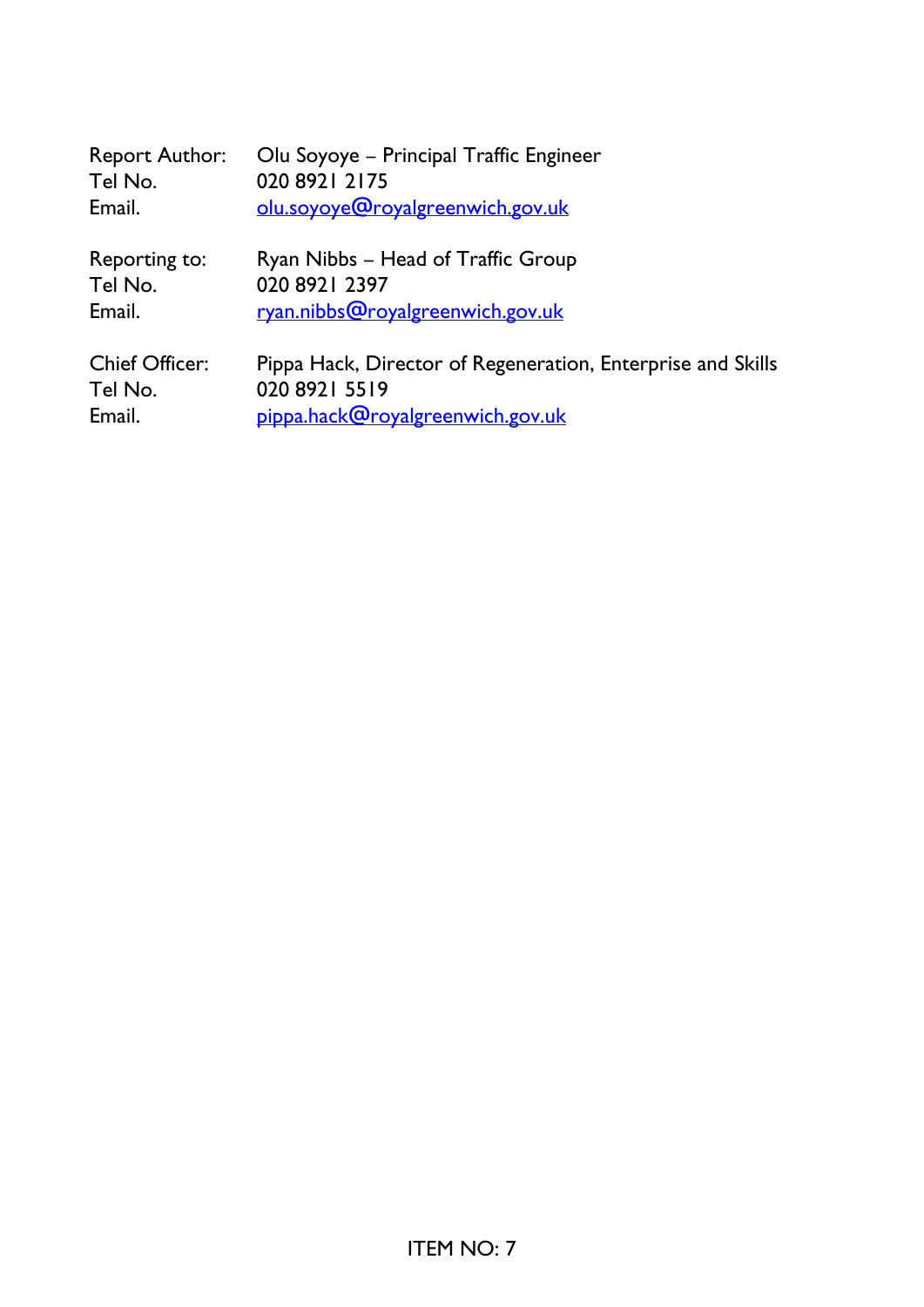Report Author: Olu Soyoye – Principal Traffic Engineer
Tel No. 020 8921 2175
Email. olu.soyoye@royalgreenwich.gov.uk

Reporting to: Ryan Nibbs – Head of Traffic Group
Tel No. 020 8921 2397
Email. ryan.nibbs@royalgreenwich.gov.uk

Chief Officer: Pippa Hack, Director of Regeneration, Enterprise and Skills
Tel No. 020 8921 5519
Email. pippa.hack@royalgreenwich.gov.uk

ITEM NO: 7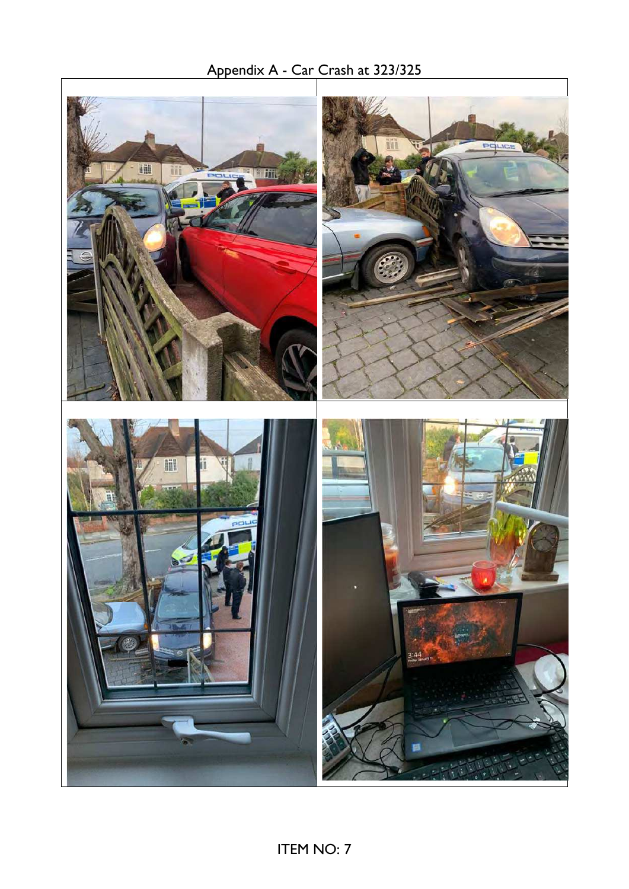Appendix A - Car Crash at 323/325

ITEM NO: 7